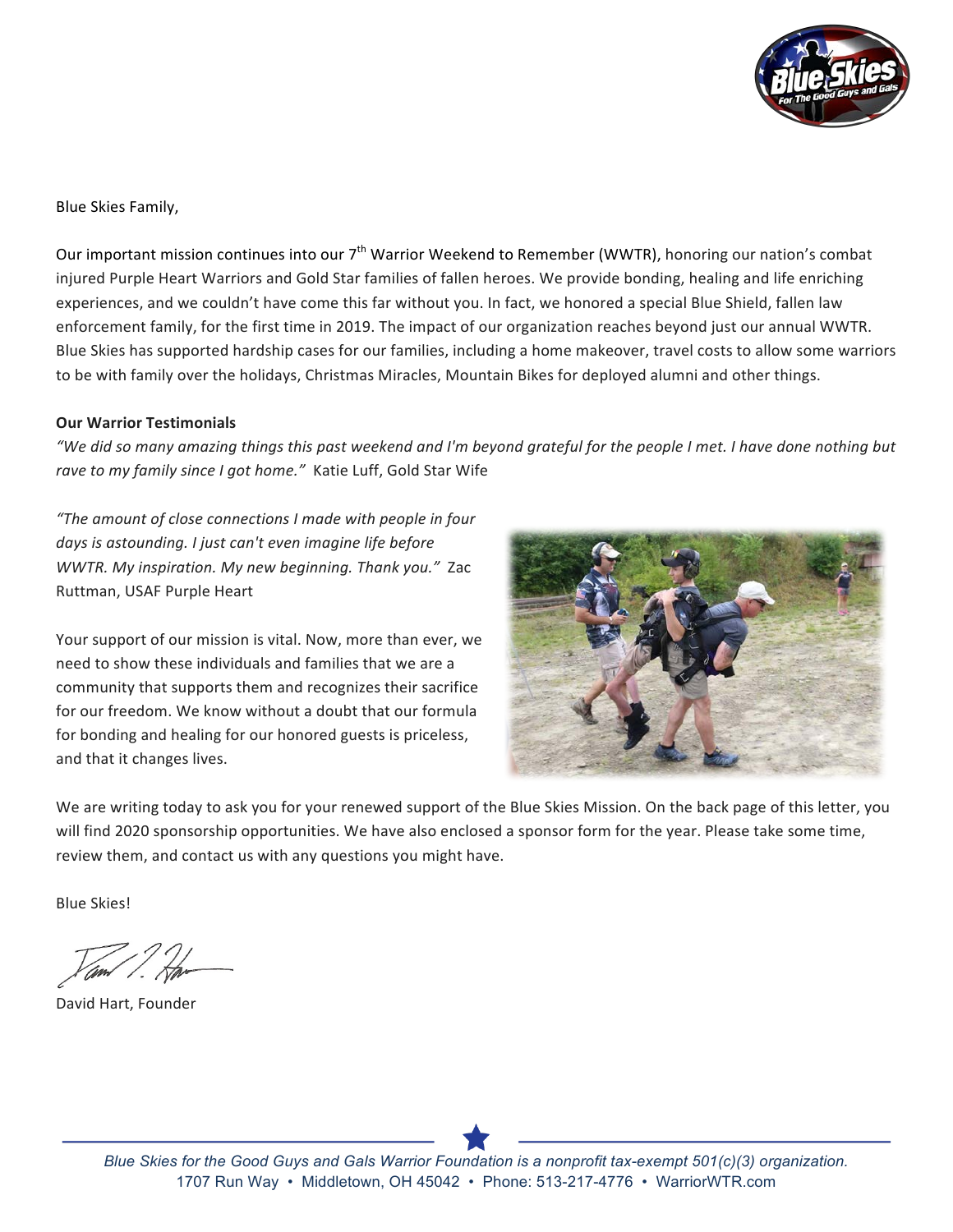Blue Skies Family,

Our important mission continues into our 7th Warrior Weekend to Remember (WWTR), honoring our nation's combat injured Purple Heart Warriors and Gold Star families of fallen heroes. We provide bonding, healing and life enriching experiences, and we couldn't have come this far without you. In fact, we honored a special Blue Shield, fallen law enforcement family, for the first time in 2019. The impact of our organization reaches beyond just our annual WWTR. Blue Skies has supported hardship cases for our families, including a home makeover, travel costs to allow some warriors to be with family over the holidays, Christmas Miracles, Mountain Bikes for deployed alumni and other things.

**Our Warrior Testimonials**

*"We did so many amazing things this past weekend and I'm beyond grateful for the people I met. I have done nothing but rave to my family since I got home."* Katie Luff, Gold Star Wife

*"The amount of close connections I made with people in four days is astounding. I just can't even imagine life before WWTR. My inspiration. My new beginning. Thank you."* Zac Ruttman, USAF Purple Heart

Your support of our mission is vital. Now, more than ever, we need to show these individuals and families that we are a community that supports them and recognizes their sacrifice for our freedom. We know without a doubt that our formula for bonding and healing for our honored guests is priceless, and that it changes lives.

We are writing today to ask you for your renewed support of the Blue Skies Mission. On the back page of this letter, you will find 2020 sponsorship opportunities. We have also enclosed a sponsor form for the year. Please take some time, review them, and contact us with any questions you might have.

Blue Skies!

David Hart, Founder

*Blue Skies for the Good Guys and Gals Warrior Foundation is a nonprofit tax-exempt 501(c)(3) organization.*
1707 Run Way • Middletown, OH 45042 • Phone: 513-217-4776 • WarriorWTR.com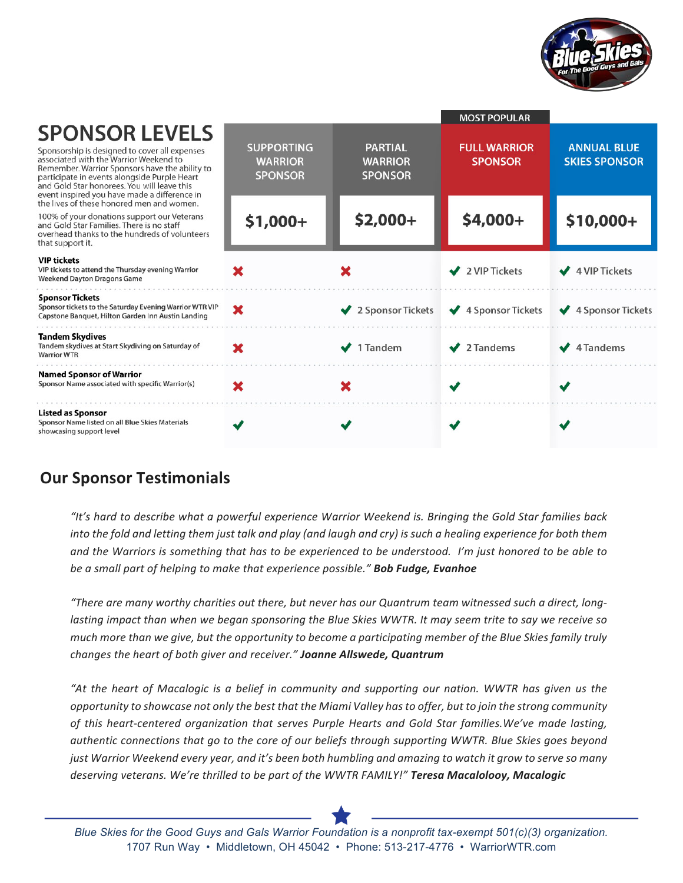# SPONSOR LEVELS

Sponsorship is designed to cover all expenses associated with the Warrior Weekend to Remember. Warrior Sponsors have the ability to participate in events alongside Purple Heart and Gold Star honorees. You will leave this event inspired you have made a difference in the lives of these honored men and women.

100% of your donations support our Veterans and Gold Star Families. There is no staff overhead thanks to the hundreds of volunteers that support it.

| | SUPPORTING WARRIOR SPONSOR | PARTIAL WARRIOR SPONSOR | FULL WARRIOR SPONSOR (MOST POPULAR) | ANNUAL BLUE SKIES SPONSOR |
|---|---|---|---|---|
| | $1,000+ | $2,000+ | $4,000+ | $10,000+ |
| **VIP tickets**<br>VIP tickets to attend the Thursday evening Warrior Weekend Dayton Dragons Game | ✘ | ✘ | ✔ 2 VIP Tickets | ✔ 4 VIP Tickets |
| **Sponsor Tickets**<br>Sponsor tickets to the Saturday Evening Warrior WTR VIP Capstone Banquet, Hilton Garden Inn Austin Landing | ✘ | ✔ 2 Sponsor Tickets | ✔ 4 Sponsor Tickets | ✔ 4 Sponsor Tickets |
| **Tandem Skydives**<br>Tandem skydives at Start Skydiving on Saturday of Warrior WTR | ✘ | ✔ 1 Tandem | ✔ 2 Tandems | ✔ 4 Tandems |
| **Named Sponsor of Warrior**<br>Sponsor Name associated with specific Warrior(s) | ✘ | ✘ | ✔ | ✔ |
| **Listed as Sponsor**<br>Sponsor Name listed on all Blue Skies Materials showcasing support level | ✔ | ✔ | ✔ | ✔ |

## Our Sponsor Testimonials

*"It's hard to describe what a powerful experience Warrior Weekend is. Bringing the Gold Star families back into the fold and letting them just talk and play (and laugh and cry) is such a healing experience for both them and the Warriors is something that has to be experienced to be understood. I'm just honored to be able to be a small part of helping to make that experience possible."* ***Bob Fudge, Evanhoe***

*"There are many worthy charities out there, but never has our Quantrum team witnessed such a direct, long-lasting impact than when we began sponsoring the Blue Skies WWTR. It may seem trite to say we receive so much more than we give, but the opportunity to become a participating member of the Blue Skies family truly changes the heart of both giver and receiver."* ***Joanne Allswede, Quantrum***

*"At the heart of Macalogic is a belief in community and supporting our nation. WWTR has given us the opportunity to showcase not only the best that the Miami Valley has to offer, but to join the strong community of this heart-centered organization that serves Purple Hearts and Gold Star families.We've made lasting, authentic connections that go to the core of our beliefs through supporting WWTR. Blue Skies goes beyond just Warrior Weekend every year, and it's been both humbling and amazing to watch it grow to serve so many deserving veterans. We're thrilled to be part of the WWTR FAMILY!"* ***Teresa Macalolooy, Macalogic***

*Blue Skies for the Good Guys and Gals Warrior Foundation is a nonprofit tax-exempt 501(c)(3) organization.*
1707 Run Way • Middletown, OH 45042 • Phone: 513-217-4776 • WarriorWTR.com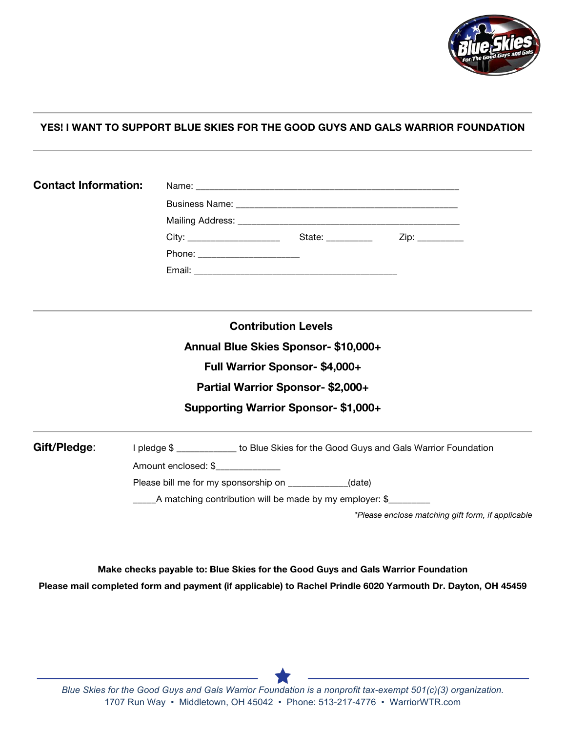## YES! I WANT TO SUPPORT BLUE SKIES FOR THE GOOD GUYS AND GALS WARRIOR FOUNDATION

**Contact Information:**

Name: _______________________________________________________

Business Name: ______________________________________________

Mailing Address: _____________________________________________

City: ___________________ State: _________ Zip: _________

Phone: _____________________

Email: __________________________________________

### Contribution Levels

**Annual Blue Skies Sponsor- $10,000+**

**Full Warrior Sponsor- $4,000+**

**Partial Warrior Sponsor- $2,000+**

**Supporting Warrior Sponsor- $1,000+**

**Gift/Pledge:**

I pledge $ ____________ to Blue Skies for the Good Guys and Gals Warrior Foundation

Amount enclosed: $_____________

Please bill me for my sponsorship on ____________(date)

_____A matching contribution will be made by my employer: $________

*\*Please enclose matching gift form, if applicable*

**Make checks payable to: Blue Skies for the Good Guys and Gals Warrior Foundation**

**Please mail completed form and payment (if applicable) to Rachel Prindle 6020 Yarmouth Dr. Dayton, OH 45459**

*Blue Skies for the Good Guys and Gals Warrior Foundation is a nonprofit tax-exempt 501(c)(3) organization.*

1707 Run Way • Middletown, OH 45042 • Phone: 513-217-4776 • WarriorWTR.com